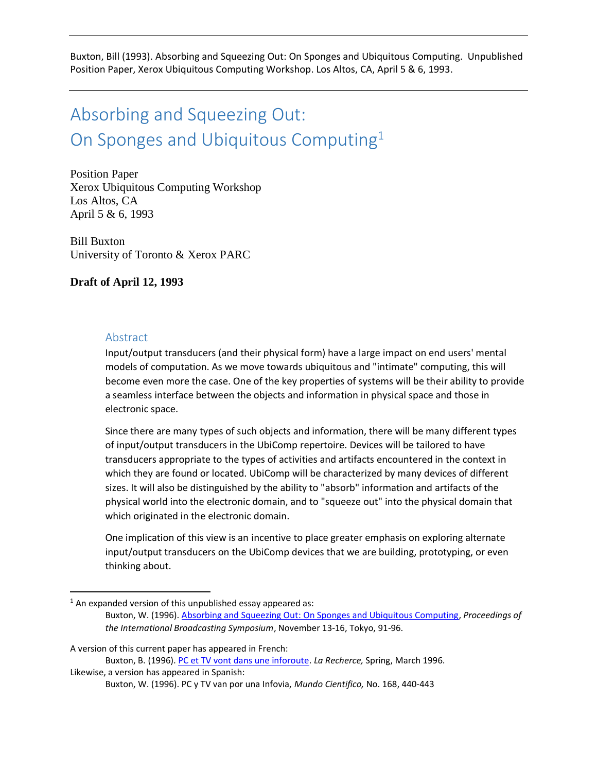Buxton, Bill (1993). Absorbing and Squeezing Out: On Sponges and Ubiquitous Computing. Unpublished Position Paper, Xerox Ubiquitous Computing Workshop. Los Altos, CA, April 5 & 6, 1993.

# Absorbing and Squeezing Out: On Sponges and Ubiquitous Computing[1]

Position Paper
Xerox Ubiquitous Computing Workshop
Los Altos, CA
April 5 & 6, 1993

Bill Buxton
University of Toronto & Xerox PARC

**Draft of April 12, 1993**

## Abstract

Input/output transducers (and their physical form) have a large impact on end users' mental models of computation. As we move towards ubiquitous and "intimate" computing, this will become even more the case. One of the key properties of systems will be their ability to provide a seamless interface between the objects and information in physical space and those in electronic space.

Since there are many types of such objects and information, there will be many different types of input/output transducers in the UbiComp repertoire. Devices will be tailored to have transducers appropriate to the types of activities and artifacts encountered in the context in which they are found or located. UbiComp will be characterized by many devices of different sizes. It will also be distinguished by the ability to "absorb" information and artifacts of the physical world into the electronic domain, and to "squeeze out" into the physical domain that which originated in the electronic domain.

One implication of this view is an incentive to place greater emphasis on exploring alternate input/output transducers on the UbiComp devices that we are building, prototyping, or even thinking about.

---

[1] An expanded version of this unpublished essay appeared as:

Buxton, W. (1996). Absorbing and Squeezing Out: On Sponges and Ubiquitous Computing, *Proceedings of the International Broadcasting Symposium*, November 13-16, Tokyo, 91-96.

A version of this current paper has appeared in French:

Buxton, B. (1996). PC et TV vont dans une inforoute. *La Recherche,* Spring, March 1996.

Likewise, a version has appeared in Spanish:

Buxton, W. (1996). PC y TV van por una Infovia, *Mundo Cientifico,* No. 168, 440-443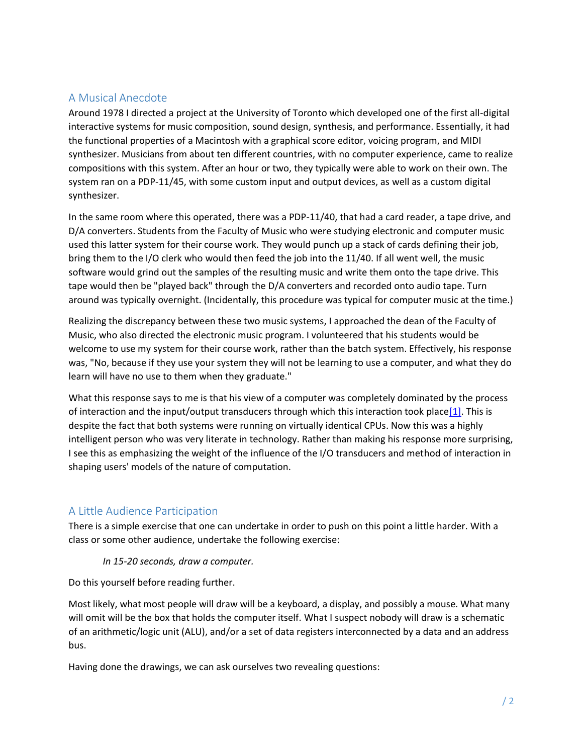## A Musical Anecdote

Around 1978 I directed a project at the University of Toronto which developed one of the first all-digital interactive systems for music composition, sound design, synthesis, and performance. Essentially, it had the functional properties of a Macintosh with a graphical score editor, voicing program, and MIDI synthesizer. Musicians from about ten different countries, with no computer experience, came to realize compositions with this system. After an hour or two, they typically were able to work on their own. The system ran on a PDP-11/45, with some custom input and output devices, as well as a custom digital synthesizer.

In the same room where this operated, there was a PDP-11/40, that had a card reader, a tape drive, and D/A converters. Students from the Faculty of Music who were studying electronic and computer music used this latter system for their course work. They would punch up a stack of cards defining their job, bring them to the I/O clerk who would then feed the job into the 11/40. If all went well, the music software would grind out the samples of the resulting music and write them onto the tape drive. This tape would then be "played back" through the D/A converters and recorded onto audio tape. Turn around was typically overnight. (Incidentally, this procedure was typical for computer music at the time.)

Realizing the discrepancy between these two music systems, I approached the dean of the Faculty of Music, who also directed the electronic music program. I volunteered that his students would be welcome to use my system for their course work, rather than the batch system. Effectively, his response was, "No, because if they use your system they will not be learning to use a computer, and what they do learn will have no use to them when they graduate."

What this response says to me is that his view of a computer was completely dominated by the process of interaction and the input/output transducers through which this interaction took place[1]. This is despite the fact that both systems were running on virtually identical CPUs. Now this was a highly intelligent person who was very literate in technology. Rather than making his response more surprising, I see this as emphasizing the weight of the influence of the I/O transducers and method of interaction in shaping users' models of the nature of computation.

## A Little Audience Participation

There is a simple exercise that one can undertake in order to push on this point a little harder. With a class or some other audience, undertake the following exercise:

> *In 15-20 seconds, draw a computer.*

Do this yourself before reading further.

Most likely, what most people will draw will be a keyboard, a display, and possibly a mouse. What many will omit will be the box that holds the computer itself. What I suspect nobody will draw is a schematic of an arithmetic/logic unit (ALU), and/or a set of data registers interconnected by a data and an address bus.

Having done the drawings, we can ask ourselves two revealing questions: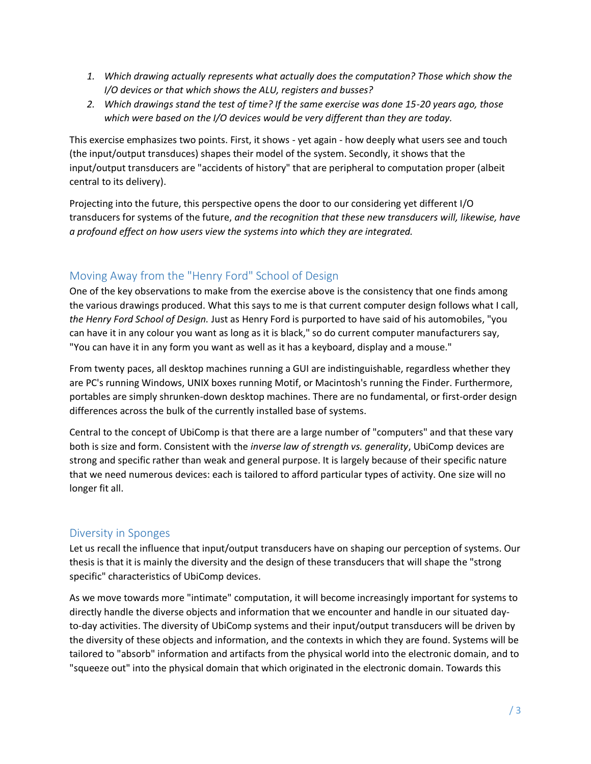1. *Which drawing actually represents what actually does the computation? Those which show the I/O devices or that which shows the ALU, registers and busses?*
2. *Which drawings stand the test of time? If the same exercise was done 15-20 years ago, those which were based on the I/O devices would be very different than they are today.*

This exercise emphasizes two points. First, it shows - yet again - how deeply what users see and touch (the input/output transduces) shapes their model of the system. Secondly, it shows that the input/output transducers are "accidents of history" that are peripheral to computation proper (albeit central to its delivery).

Projecting into the future, this perspective opens the door to our considering yet different I/O transducers for systems of the future, *and the recognition that these new transducers will, likewise, have a profound effect on how users view the systems into which they are integrated.*

## Moving Away from the "Henry Ford" School of Design

One of the key observations to make from the exercise above is the consistency that one finds among the various drawings produced. What this says to me is that current computer design follows what I call, *the Henry Ford School of Design.* Just as Henry Ford is purported to have said of his automobiles, "you can have it in any colour you want as long as it is black," so do current computer manufacturers say, "You can have it in any form you want as well as it has a keyboard, display and a mouse."

From twenty paces, all desktop machines running a GUI are indistinguishable, regardless whether they are PC's running Windows, UNIX boxes running Motif, or Macintosh's running the Finder. Furthermore, portables are simply shrunken-down desktop machines. There are no fundamental, or first-order design differences across the bulk of the currently installed base of systems.

Central to the concept of UbiComp is that there are a large number of "computers" and that these vary both is size and form. Consistent with the *inverse law of strength vs. generality*, UbiComp devices are strong and specific rather than weak and general purpose. It is largely because of their specific nature that we need numerous devices: each is tailored to afford particular types of activity. One size will no longer fit all.

## Diversity in Sponges

Let us recall the influence that input/output transducers have on shaping our perception of systems. Our thesis is that it is mainly the diversity and the design of these transducers that will shape the "strong specific" characteristics of UbiComp devices.

As we move towards more "intimate" computation, it will become increasingly important for systems to directly handle the diverse objects and information that we encounter and handle in our situated day-to-day activities. The diversity of UbiComp systems and their input/output transducers will be driven by the diversity of these objects and information, and the contexts in which they are found. Systems will be tailored to "absorb" information and artifacts from the physical world into the electronic domain, and to "squeeze out" into the physical domain that which originated in the electronic domain. Towards this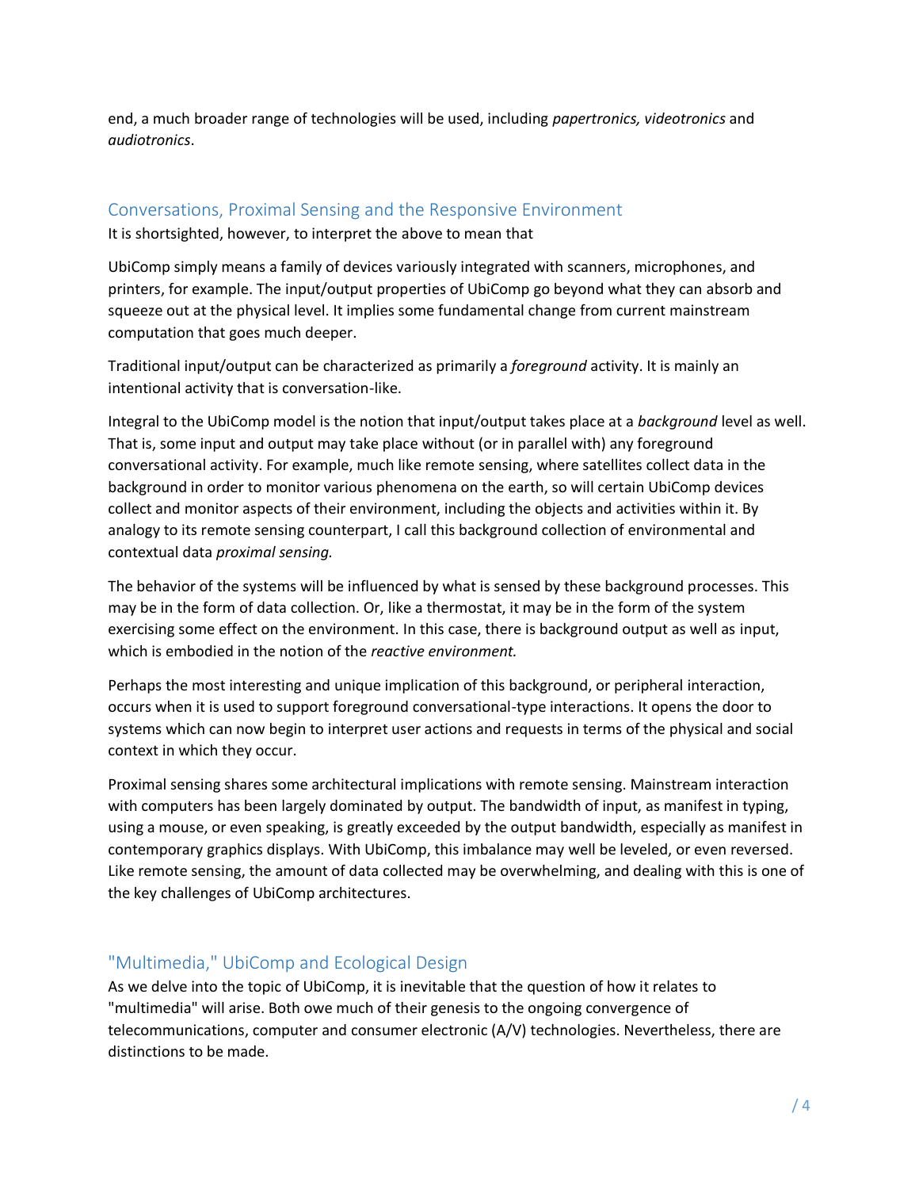end, a much broader range of technologies will be used, including *papertronics, videotronics* and *audiotronics*.

## Conversations, Proximal Sensing and the Responsive Environment

It is shortsighted, however, to interpret the above to mean that

UbiComp simply means a family of devices variously integrated with scanners, microphones, and printers, for example. The input/output properties of UbiComp go beyond what they can absorb and squeeze out at the physical level. It implies some fundamental change from current mainstream computation that goes much deeper.

Traditional input/output can be characterized as primarily a *foreground* activity. It is mainly an intentional activity that is conversation-like.

Integral to the UbiComp model is the notion that input/output takes place at a *background* level as well. That is, some input and output may take place without (or in parallel with) any foreground conversational activity. For example, much like remote sensing, where satellites collect data in the background in order to monitor various phenomena on the earth, so will certain UbiComp devices collect and monitor aspects of their environment, including the objects and activities within it. By analogy to its remote sensing counterpart, I call this background collection of environmental and contextual data *proximal sensing.*

The behavior of the systems will be influenced by what is sensed by these background processes. This may be in the form of data collection. Or, like a thermostat, it may be in the form of the system exercising some effect on the environment. In this case, there is background output as well as input, which is embodied in the notion of the *reactive environment.*

Perhaps the most interesting and unique implication of this background, or peripheral interaction, occurs when it is used to support foreground conversational-type interactions. It opens the door to systems which can now begin to interpret user actions and requests in terms of the physical and social context in which they occur.

Proximal sensing shares some architectural implications with remote sensing. Mainstream interaction with computers has been largely dominated by output. The bandwidth of input, as manifest in typing, using a mouse, or even speaking, is greatly exceeded by the output bandwidth, especially as manifest in contemporary graphics displays. With UbiComp, this imbalance may well be leveled, or even reversed. Like remote sensing, the amount of data collected may be overwhelming, and dealing with this is one of the key challenges of UbiComp architectures.

## "Multimedia," UbiComp and Ecological Design

As we delve into the topic of UbiComp, it is inevitable that the question of how it relates to "multimedia" will arise. Both owe much of their genesis to the ongoing convergence of telecommunications, computer and consumer electronic (A/V) technologies. Nevertheless, there are distinctions to be made.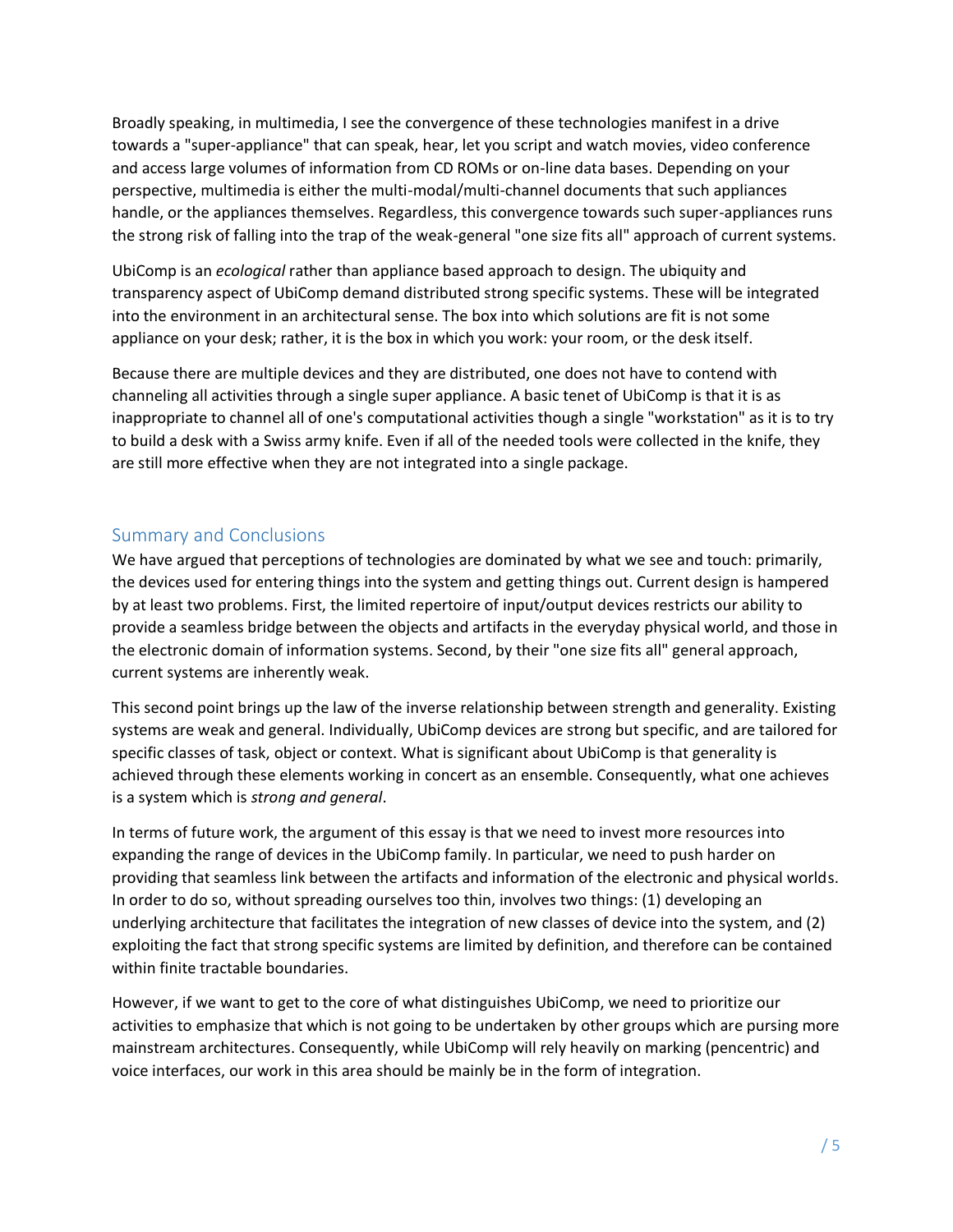Broadly speaking, in multimedia, I see the convergence of these technologies manifest in a drive towards a "super-appliance" that can speak, hear, let you script and watch movies, video conference and access large volumes of information from CD ROMs or on-line data bases. Depending on your perspective, multimedia is either the multi-modal/multi-channel documents that such appliances handle, or the appliances themselves. Regardless, this convergence towards such super-appliances runs the strong risk of falling into the trap of the weak-general "one size fits all" approach of current systems.

UbiComp is an *ecological* rather than appliance based approach to design. The ubiquity and transparency aspect of UbiComp demand distributed strong specific systems. These will be integrated into the environment in an architectural sense. The box into which solutions are fit is not some appliance on your desk; rather, it is the box in which you work: your room, or the desk itself.

Because there are multiple devices and they are distributed, one does not have to contend with channeling all activities through a single super appliance. A basic tenet of UbiComp is that it is as inappropriate to channel all of one's computational activities though a single "workstation" as it is to try to build a desk with a Swiss army knife. Even if all of the needed tools were collected in the knife, they are still more effective when they are not integrated into a single package.

## Summary and Conclusions

We have argued that perceptions of technologies are dominated by what we see and touch: primarily, the devices used for entering things into the system and getting things out. Current design is hampered by at least two problems. First, the limited repertoire of input/output devices restricts our ability to provide a seamless bridge between the objects and artifacts in the everyday physical world, and those in the electronic domain of information systems. Second, by their "one size fits all" general approach, current systems are inherently weak.

This second point brings up the law of the inverse relationship between strength and generality. Existing systems are weak and general. Individually, UbiComp devices are strong but specific, and are tailored for specific classes of task, object or context. What is significant about UbiComp is that generality is achieved through these elements working in concert as an ensemble. Consequently, what one achieves is a system which is *strong and general*.

In terms of future work, the argument of this essay is that we need to invest more resources into expanding the range of devices in the UbiComp family. In particular, we need to push harder on providing that seamless link between the artifacts and information of the electronic and physical worlds. In order to do so, without spreading ourselves too thin, involves two things: (1) developing an underlying architecture that facilitates the integration of new classes of device into the system, and (2) exploiting the fact that strong specific systems are limited by definition, and therefore can be contained within finite tractable boundaries.

However, if we want to get to the core of what distinguishes UbiComp, we need to prioritize our activities to emphasize that which is not going to be undertaken by other groups which are pursing more mainstream architectures. Consequently, while UbiComp will rely heavily on marking (pencentric) and voice interfaces, our work in this area should be mainly be in the form of integration.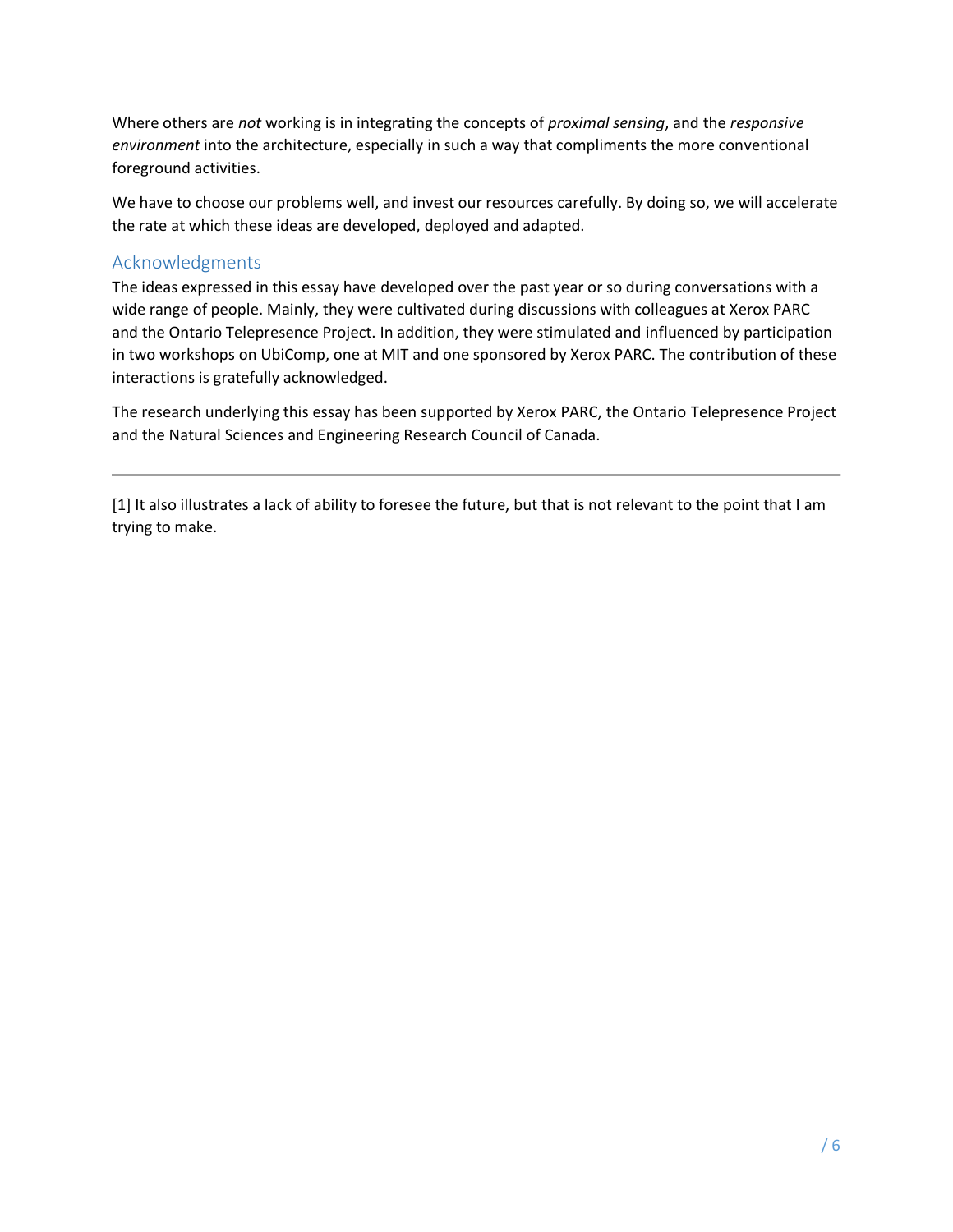Where others are *not* working is in integrating the concepts of *proximal sensing*, and the *responsive environment* into the architecture, especially in such a way that compliments the more conventional foreground activities.

We have to choose our problems well, and invest our resources carefully. By doing so, we will accelerate the rate at which these ideas are developed, deployed and adapted.

## Acknowledgments

The ideas expressed in this essay have developed over the past year or so during conversations with a wide range of people. Mainly, they were cultivated during discussions with colleagues at Xerox PARC and the Ontario Telepresence Project. In addition, they were stimulated and influenced by participation in two workshops on UbiComp, one at MIT and one sponsored by Xerox PARC. The contribution of these interactions is gratefully acknowledged.

The research underlying this essay has been supported by Xerox PARC, the Ontario Telepresence Project and the Natural Sciences and Engineering Research Council of Canada.

---

[1] It also illustrates a lack of ability to foresee the future, but that is not relevant to the point that I am trying to make.